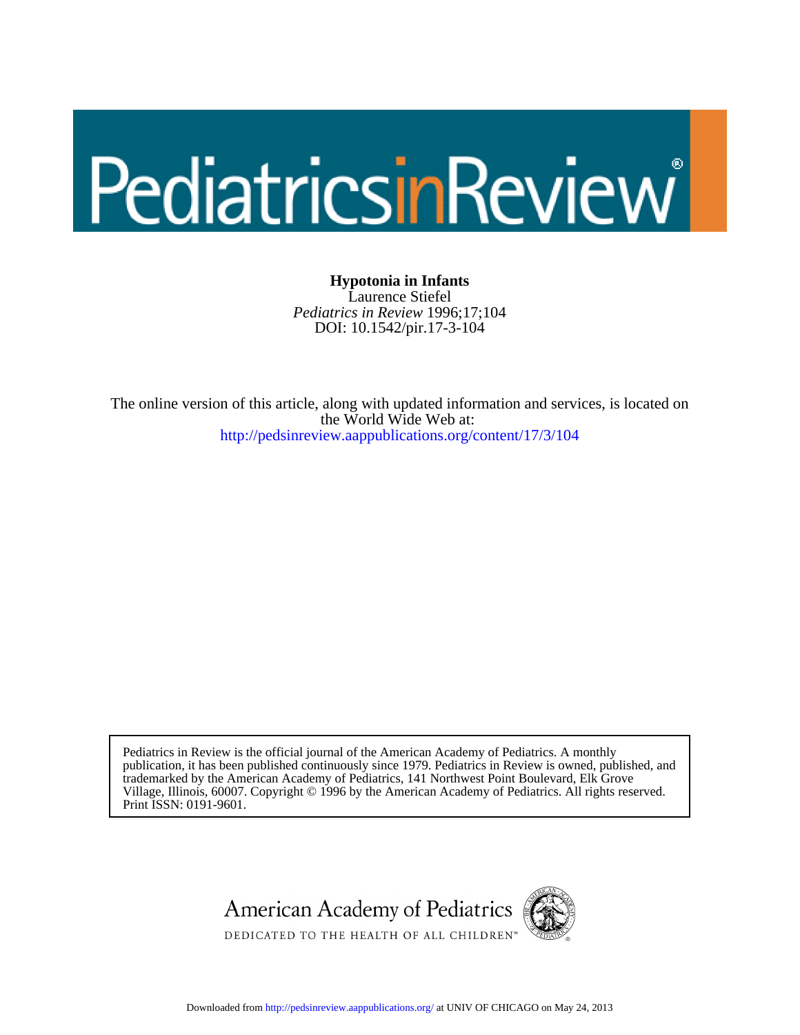# Pediatrics in Review

**Hypotonia in Infants**
Laurence Stiefel
*Pediatrics in Review* 1996;17;104
DOI: 10.1542/pir.17-3-104

The online version of this article, along with updated information and services, is located on the World Wide Web at:
http://pedsinreview.aappublications.org/content/17/3/104

Pediatrics in Review is the official journal of the American Academy of Pediatrics. A monthly publication, it has been published continuously since 1979. Pediatrics in Review is owned, published, and trademarked by the American Academy of Pediatrics, 141 Northwest Point Boulevard, Elk Grove Village, Illinois, 60007. Copyright © 1996 by the American Academy of Pediatrics. All rights reserved. Print ISSN: 0191-9601.

American Academy of Pediatrics
DEDICATED TO THE HEALTH OF ALL CHILDREN™

Downloaded from http://pedsinreview.aappublications.org/ at UNIV OF CHICAGO on May 24, 2013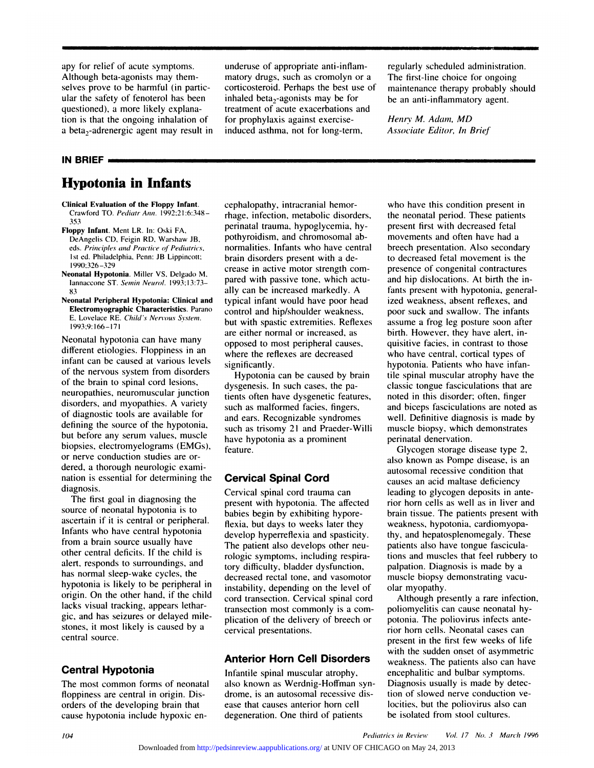apy for relief of acute symptoms. Although beta-agonists may themselves prove to be harmful (in particular the safety of fenoterol has been questioned), a more likely explanation is that the ongoing inhalation of a $beta_2$-adrenergic agent may result in underuse of appropriate anti-inflammatory drugs, such as cromolyn or a corticosteroid. Perhaps the best use of inhaled $beta_2$-agonists may be for treatment of acute exacerbations and for prophylaxis against exercise-induced asthma, not for long-term, regularly scheduled administration. The first-line choice for ongoing maintenance therapy probably should be an anti-inflammatory agent.

*Henry M. Adam, MD*
*Associate Editor, In Brief*

**IN BRIEF**

# Hypotonia in Infants

**Clinical Evaluation of the Floppy Infant.** Crawford TO. *Pediatr Ann.* 1992;21:6:348–353

**Floppy Infant.** Ment LR. In: Oski FA, DeAngelis CD, Feigin RD, Warshaw JB, eds. *Principles and Practice of Pediatrics*, 1st ed. Philadelphia, Penn: JB Lippincott; 1990:326–329

**Neonatal Hypotonia.** Miller VS, Delgado M, Iannaccone ST. *Semin Neurol.* 1993;13:73–83

**Neonatal Peripheral Hypotonia: Clinical and Electromyographic Characteristics.** Parano E, Lovelace RE. *Child's Nervous System.* 1993;9:166–171

Neonatal hypotonia can have many different etiologies. Floppiness in an infant can be caused at various levels of the nervous system from disorders of the brain to spinal cord lesions, neuropathies, neuromuscular junction disorders, and myopathies. A variety of diagnostic tools are available for defining the source of the hypotonia, but before any serum values, muscle biopsies, electromyelograms (EMGs), or nerve conduction studies are ordered, a thorough neurologic examination is essential for determining the diagnosis.

The first goal in diagnosing the source of neonatal hypotonia is to ascertain if it is central or peripheral. Infants who have central hypotonia from a brain source usually have other central deficits. If the child is alert, responds to surroundings, and has normal sleep-wake cycles, the hypotonia is likely to be peripheral in origin. On the other hand, if the child lacks visual tracking, appears lethargic, and has seizures or delayed milestones, it most likely is caused by a central source.

## Central Hypotonia

The most common forms of neonatal floppiness are central in origin. Disorders of the developing brain that cause hypotonia include hypoxic encephalopathy, intracranial hemorrhage, infection, metabolic disorders, perinatal trauma, hypoglycemia, hypothyroidism, and chromosomal abnormalities. Infants who have central brain disorders present with a decrease in active motor strength compared with passive tone, which actually can be increased markedly. A typical infant would have poor head control and hip/shoulder weakness, but with spastic extremities. Reflexes are either normal or increased, as opposed to most peripheral causes, where the reflexes are decreased significantly.

Hypotonia can be caused by brain dysgenesis. In such cases, the patients often have dysgenetic features, such as malformed facies, fingers, and ears. Recognizable syndromes such as trisomy 21 and Praeder-Willi have hypotonia as a prominent feature.

## Cervical Spinal Cord

Cervical spinal cord trauma can present with hypotonia. The affected babies begin by exhibiting hyporeflexia, but days to weeks later they develop hyperreflexia and spasticity. The patient also develops other neurologic symptoms, including respiratory difficulty, bladder dysfunction, decreased rectal tone, and vasomotor instability, depending on the level of cord transection. Cervical spinal cord transection most commonly is a complication of the delivery of breech or cervical presentations.

## Anterior Horn Cell Disorders

Infantile spinal muscular atrophy, also known as Werdnig-Hoffman syndrome, is an autosomal recessive disease that causes anterior horn cell degeneration. One third of patients who have this condition present in the neonatal period. These patients present first with decreased fetal movements and often have had a breech presentation. Also secondary to decreased fetal movement is the presence of congenital contractures and hip dislocations. At birth the infants present with hypotonia, generalized weakness, absent reflexes, and poor suck and swallow. The infants assume a frog leg posture soon after birth. However, they have alert, inquisitive facies, in contrast to those who have central, cortical types of hypotonia. Patients who have infantile spinal muscular atrophy have the classic tongue fasciculations that are noted in this disorder; often, finger and biceps fasciculations are noted as well. Definitive diagnosis is made by muscle biopsy, which demonstrates perinatal denervation.

Glycogen storage disease type 2, also known as Pompe disease, is an autosomal recessive condition that causes an acid maltase deficiency leading to glycogen deposits in anterior horn cells as well as in liver and brain tissue. The patients present with weakness, hypotonia, cardiomyopathy, and hepatosplenomegaly. These patients also have tongue fasciculations and muscles that feel rubbery to palpation. Diagnosis is made by a muscle biopsy demonstrating vacuolar myopathy.

Although presently a rare infection, poliomyelitis can cause neonatal hypotonia. The poliovirus infects anterior horn cells. Neonatal cases can present in the first few weeks of life with the sudden onset of asymmetric weakness. The patients also can have encephalitic and bulbar symptoms. Diagnosis usually is made by detection of slowed nerve conduction velocities, but the poliovirus also can be isolated from stool cultures.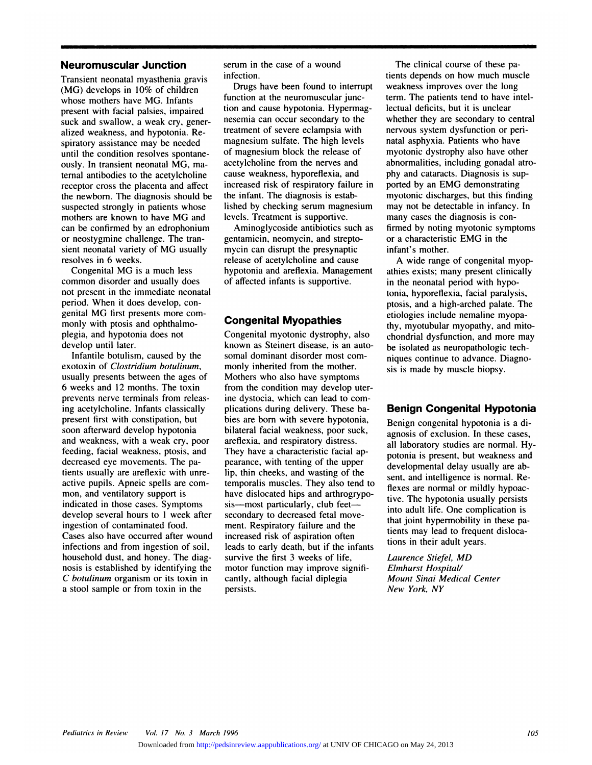## Neuromuscular Junction

Transient neonatal myasthenia gravis (MG) develops in 10% of children whose mothers have MG. Infants present with facial palsies, impaired suck and swallow, a weak cry, generalized weakness, and hypotonia. Respiratory assistance may be needed until the condition resolves spontaneously. In transient neonatal MG, maternal antibodies to the acetylcholine receptor cross the placenta and affect the newborn. The diagnosis should be suspected strongly in patients whose mothers are known to have MG and can be confirmed by an edrophonium or neostygmine challenge. The transient neonatal variety of MG usually resolves in 6 weeks.

Congenital MG is a much less common disorder and usually does not present in the immediate neonatal period. When it does develop, congenital MG first presents more commonly with ptosis and ophthalmoplegia, and hypotonia does not develop until later.

Infantile botulism, caused by the exotoxin of *Clostridium botulinum*, usually presents between the ages of 6 weeks and 12 months. The toxin prevents nerve terminals from releasing acetylcholine. Infants classically present first with constipation, but soon afterward develop hypotonia and weakness, with a weak cry, poor feeding, facial weakness, ptosis, and decreased eye movements. The patients usually are areflexic with unreactive pupils. Apneic spells are common, and ventilatory support is indicated in those cases. Symptoms develop several hours to 1 week after ingestion of contaminated food. Cases also have occurred after wound infections and from ingestion of soil, household dust, and honey. The diagnosis is established by identifying the *C botulinum* organism or its toxin in a stool sample or from toxin in the serum in the case of a wound infection.

Drugs have been found to interrupt function at the neuromuscular junction and cause hypotonia. Hypermagnesemia can occur secondary to the treatment of severe eclampsia with magnesium sulfate. The high levels of magnesium block the release of acetylcholine from the nerves and cause weakness, hyporeflexia, and increased risk of respiratory failure in the infant. The diagnosis is established by checking serum magnesium levels. Treatment is supportive.

Aminoglycoside antibiotics such as gentamicin, neomycin, and streptomycin can disrupt the presynaptic release of acetylcholine and cause hypotonia and areflexia. Management of affected infants is supportive.

## Congenital Myopathies

Congenital myotonic dystrophy, also known as Steinert disease, is an autosomal dominant disorder most commonly inherited from the mother. Mothers who also have symptoms from the condition may develop uterine dystocia, which can lead to complications during delivery. These babies are born with severe hypotonia, bilateral facial weakness, poor suck, areflexia, and respiratory distress. They have a characteristic facial appearance, with tenting of the upper lip, thin cheeks, and wasting of the temporalis muscles. They also tend to have dislocated hips and arthrogryposis—most particularly, club feet—secondary to decreased fetal movement. Respiratory failure and the increased risk of aspiration often leads to early death, but if the infants survive the first 3 weeks of life, motor function may improve significantly, although facial diplegia persists.

The clinical course of these patients depends on how much muscle weakness improves over the long term. The patients tend to have intellectual deficits, but it is unclear whether they are secondary to central nervous system dysfunction or perinatal asphyxia. Patients who have myotonic dystrophy also have other abnormalities, including gonadal atrophy and cataracts. Diagnosis is supported by an EMG demonstrating myotonic discharges, but this finding may not be detectable in infancy. In many cases the diagnosis is confirmed by noting myotonic symptoms or a characteristic EMG in the infant's mother.

A wide range of congenital myopathies exists; many present clinically in the neonatal period with hypotonia, hyporeflexia, facial paralysis, ptosis, and a high-arched palate. The etiologies include nemaline myopathy, myotubular myopathy, and mitochondrial dysfunction, and more may be isolated as neuropathologic techniques continue to advance. Diagnosis is made by muscle biopsy.

## Benign Congenital Hypotonia

Benign congenital hypotonia is a diagnosis of exclusion. In these cases, all laboratory studies are normal. Hypotonia is present, but weakness and developmental delay usually are absent, and intelligence is normal. Reflexes are normal or mildly hypoactive. The hypotonia usually persists into adult life. One complication is that joint hypermobility in these patients may lead to frequent dislocations in their adult years.

*Laurence Stiefel, MD*
*Elmhurst Hospital/*
*Mount Sinai Medical Center*
*New York, NY*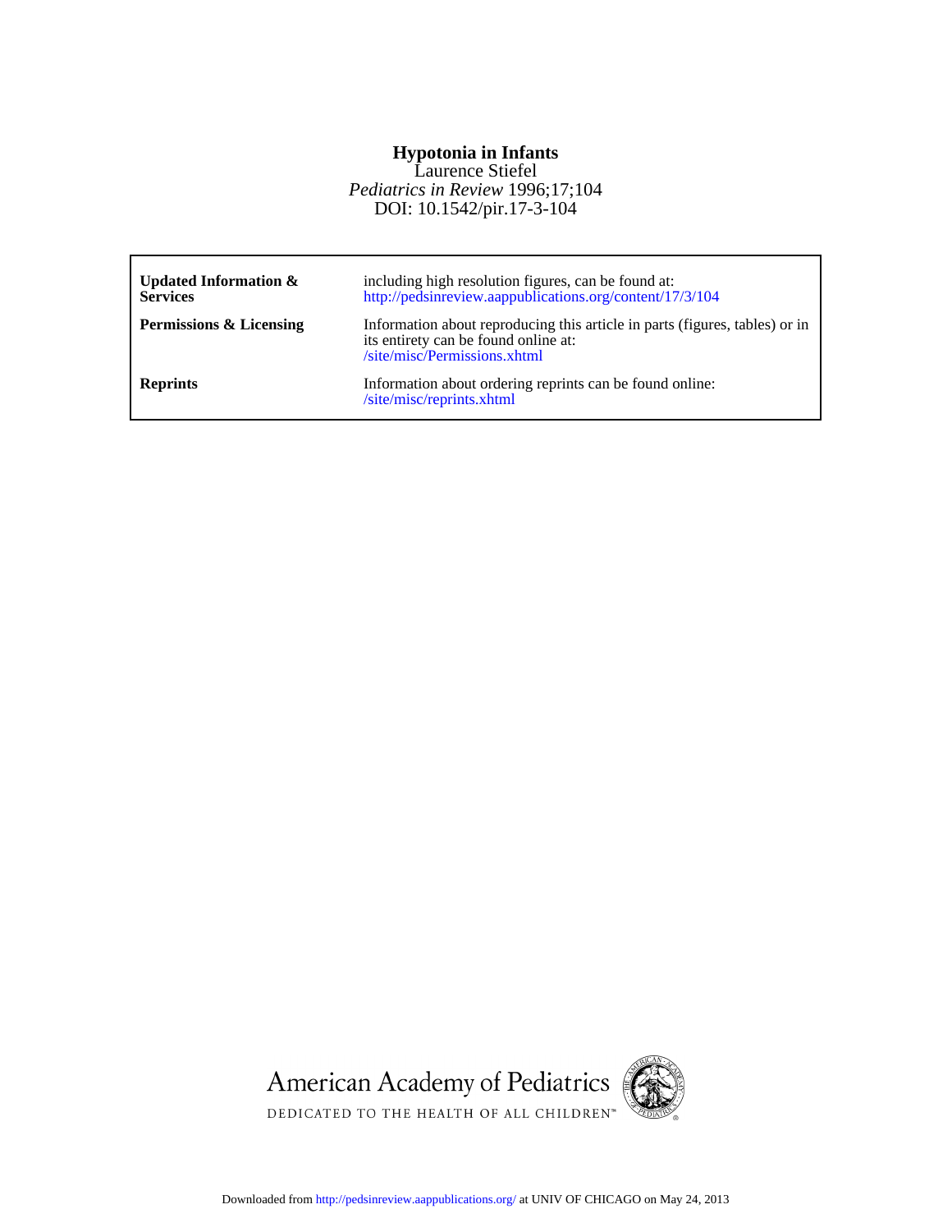**Hypotonia in Infants**

Laurence Stiefel

*Pediatrics in Review* 1996;17;104

DOI: 10.1542/pir.17-3-104

| | |
|---|---|
| **Updated Information & Services** | including high resolution figures, can be found at: http://pedsinreview.aappublications.org/content/17/3/104 |
| **Permissions & Licensing** | Information about reproducing this article in parts (figures, tables) or in its entirety can be found online at: /site/misc/Permissions.xhtml |
| **Reprints** | Information about ordering reprints can be found online: /site/misc/reprints.xhtml |

American Academy of Pediatrics

DEDICATED TO THE HEALTH OF ALL CHILDREN™

Downloaded from http://pedsinreview.aappublications.org/ at UNIV OF CHICAGO on May 24, 2013